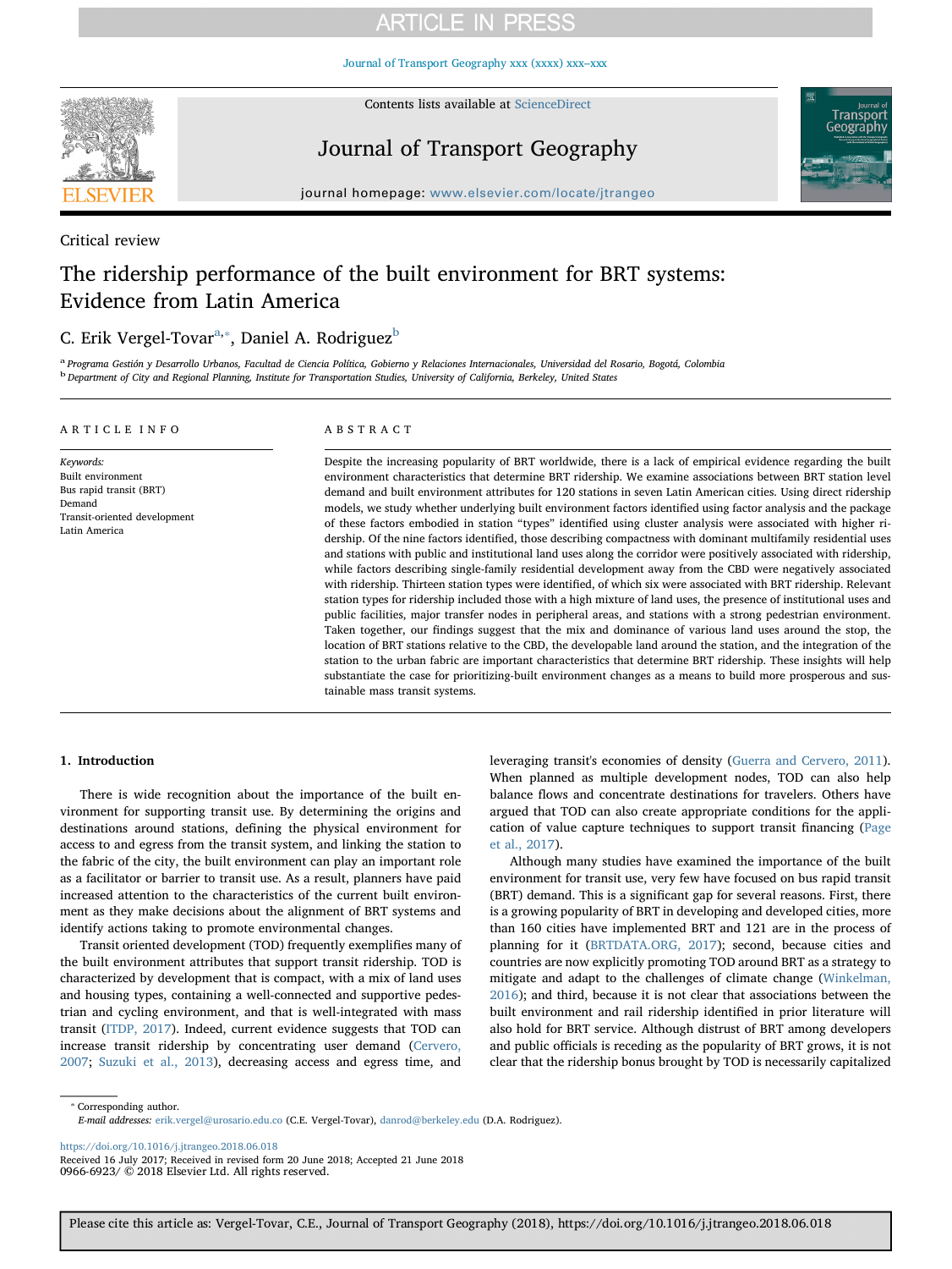Critical review

# The ridership performance of the built environment for BRT systems: Evidence from Latin America

C. Erik Vergel-Tovar[a,*], Daniel A. Rodriguez[b]

[a] Programa Gestión y Desarrollo Urbanos, Facultad de Ciencia Política, Gobierno y Relaciones Internacionales, Universidad del Rosario, Bogotá, Colombia
[b] Department of City and Regional Planning, Institute for Transportation Studies, University of California, Berkeley, United States

**ARTICLE INFO**

*Keywords:*
Built environment
Bus rapid transit (BRT)
Demand
Transit-oriented development
Latin America

**ABSTRACT**

Despite the increasing popularity of BRT worldwide, there is a lack of empirical evidence regarding the built environment characteristics that determine BRT ridership. We examine associations between BRT station level demand and built environment attributes for 120 stations in seven Latin American cities. Using direct ridership models, we study whether underlying built environment factors identified using factor analysis and the package of these factors embodied in station "types" identified using cluster analysis were associated with higher ridership. Of the nine factors identified, those describing compactness with dominant multifamily residential uses and stations with public and institutional land uses along the corridor were positively associated with ridership, while factors describing single-family residential development away from the CBD were negatively associated with ridership. Thirteen station types were identified, of which six were associated with BRT ridership. Relevant station types for ridership included those with a high mixture of land uses, the presence of institutional uses and public facilities, major transfer nodes in peripheral areas, and stations with a strong pedestrian environment. Taken together, our findings suggest that the mix and dominance of various land uses around the stop, the location of BRT stations relative to the CBD, the developable land around the station, and the integration of the station to the urban fabric are important characteristics that determine BRT ridership. These insights will help substantiate the case for prioritizing-built environment changes as a means to build more prosperous and sustainable mass transit systems.

## 1. Introduction

There is wide recognition about the importance of the built environment for supporting transit use. By determining the origins and destinations around stations, defining the physical environment for access to and egress from the transit system, and linking the station to the fabric of the city, the built environment can play an important role as a facilitator or barrier to transit use. As a result, planners have paid increased attention to the characteristics of the current built environment as they make decisions about the alignment of BRT systems and identify actions taking to promote environmental changes.

Transit oriented development (TOD) frequently exemplifies many of the built environment attributes that support transit ridership. TOD is characterized by development that is compact, with a mix of land uses and housing types, containing a well-connected and supportive pedestrian and cycling environment, and that is well-integrated with mass transit (ITDP, 2017). Indeed, current evidence suggests that TOD can increase transit ridership by concentrating user demand (Cervero, 2007; Suzuki et al., 2013), decreasing access and egress time, and leveraging transit's economies of density (Guerra and Cervero, 2011). When planned as multiple development nodes, TOD can also help balance flows and concentrate destinations for travelers. Others have argued that TOD can also create appropriate conditions for the application of value capture techniques to support transit financing (Page et al., 2017).

Although many studies have examined the importance of the built environment for transit use, very few have focused on bus rapid transit (BRT) demand. This is a significant gap for several reasons. First, there is a growing popularity of BRT in developing and developed cities, more than 160 cities have implemented BRT and 121 are in the process of planning for it (BRTDATA.ORG, 2017); second, because cities and countries are now explicitly promoting TOD around BRT as a strategy to mitigate and adapt to the challenges of climate change (Winkelman, 2016); and third, because it is not clear that associations between the built environment and rail ridership identified in prior literature will also hold for BRT service. Although distrust of BRT among developers and public officials is receding as the popularity of BRT grows, it is not clear that the ridership bonus brought by TOD is necessarily capitalized

* Corresponding author.
*E-mail addresses:* erik.vergel@urosario.edu.co (C.E. Vergel-Tovar), danrod@berkeley.edu (D.A. Rodriguez).

https://doi.org/10.1016/j.jtrangeo.2018.06.018
Received 16 July 2017; Received in revised form 20 June 2018; Accepted 21 June 2018
0966-6923/ © 2018 Elsevier Ltd. All rights reserved.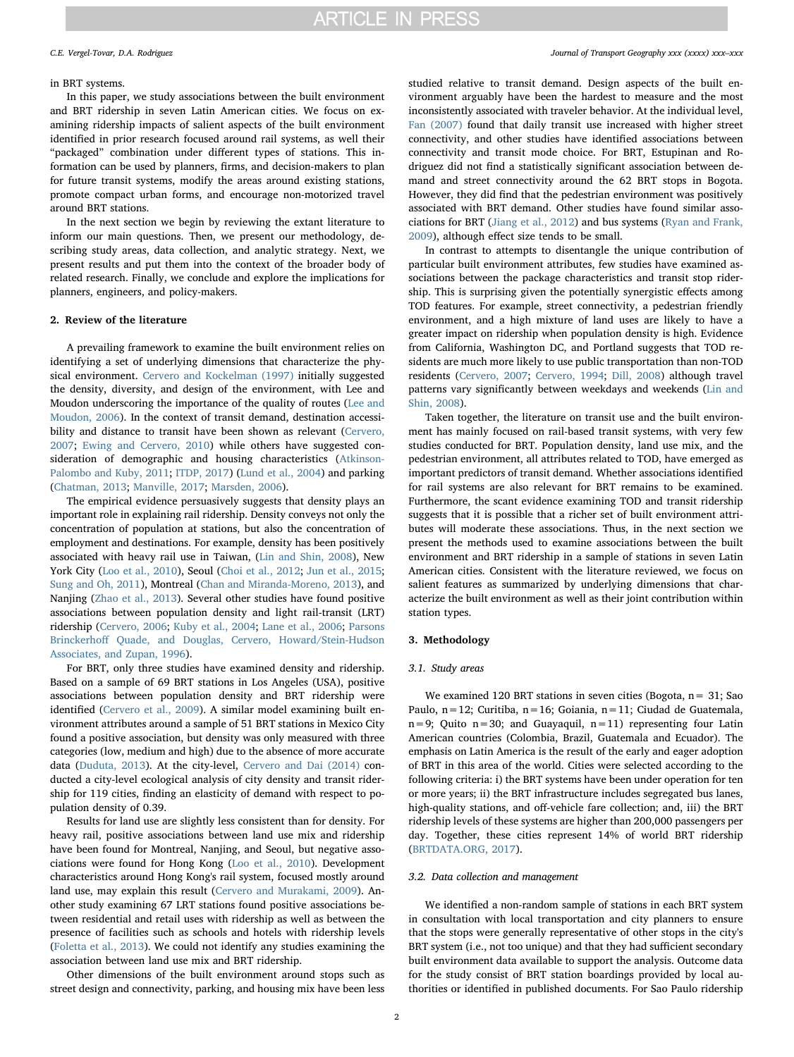in BRT systems.

In this paper, we study associations between the built environment and BRT ridership in seven Latin American cities. We focus on examining ridership impacts of salient aspects of the built environment identified in prior research focused around rail systems, as well their "packaged" combination under different types of stations. This information can be used by planners, firms, and decision-makers to plan for future transit systems, modify the areas around existing stations, promote compact urban forms, and encourage non-motorized travel around BRT stations.

In the next section we begin by reviewing the extant literature to inform our main questions. Then, we present our methodology, describing study areas, data collection, and analytic strategy. Next, we present results and put them into the context of the broader body of related research. Finally, we conclude and explore the implications for planners, engineers, and policy-makers.

## 2. Review of the literature

A prevailing framework to examine the built environment relies on identifying a set of underlying dimensions that characterize the physical environment. Cervero and Kockelman (1997) initially suggested the density, diversity, and design of the environment, with Lee and Moudon underscoring the importance of the quality of routes (Lee and Moudon, 2006). In the context of transit demand, destination accessibility and distance to transit have been shown as relevant (Cervero, 2007; Ewing and Cervero, 2010) while others have suggested consideration of demographic and housing characteristics (Atkinson-Palombo and Kuby, 2011; ITDP, 2017) (Lund et al., 2004) and parking (Chatman, 2013; Manville, 2017; Marsden, 2006).

The empirical evidence persuasively suggests that density plays an important role in explaining rail ridership. Density conveys not only the concentration of population at stations, but also the concentration of employment and destinations. For example, density has been positively associated with heavy rail use in Taiwan, (Lin and Shin, 2008), New York City (Loo et al., 2010), Seoul (Choi et al., 2012; Jun et al., 2015; Sung and Oh, 2011), Montreal (Chan and Miranda-Moreno, 2013), and Nanjing (Zhao et al., 2013). Several other studies have found positive associations between population density and light rail-transit (LRT) ridership (Cervero, 2006; Kuby et al., 2004; Lane et al., 2006; Parsons Brinckerhoff Quade, and Douglas, Cervero, Howard/Stein-Hudson Associates, and Zupan, 1996).

For BRT, only three studies have examined density and ridership. Based on a sample of 69 BRT stations in Los Angeles (USA), positive associations between population density and BRT ridership were identified (Cervero et al., 2009). A similar model examining built environment attributes around a sample of 51 BRT stations in Mexico City found a positive association, but density was only measured with three categories (low, medium and high) due to the absence of more accurate data (Duduta, 2013). At the city-level, Cervero and Dai (2014) conducted a city-level ecological analysis of city density and transit ridership for 119 cities, finding an elasticity of demand with respect to population density of 0.39.

Results for land use are slightly less consistent than for density. For heavy rail, positive associations between land use mix and ridership have been found for Montreal, Nanjing, and Seoul, but negative associations were found for Hong Kong (Loo et al., 2010). Development characteristics around Hong Kong's rail system, focused mostly around land use, may explain this result (Cervero and Murakami, 2009). Another study examining 67 LRT stations found positive associations between residential and retail uses with ridership as well as between the presence of facilities such as schools and hotels with ridership levels (Foletta et al., 2013). We could not identify any studies examining the association between land use mix and BRT ridership.

Other dimensions of the built environment around stops such as street design and connectivity, parking, and housing mix have been less studied relative to transit demand. Design aspects of the built environment arguably have been the hardest to measure and the most inconsistently associated with traveler behavior. At the individual level, Fan (2007) found that daily transit use increased with higher street connectivity, and other studies have identified associations between connectivity and transit mode choice. For BRT, Estupinan and Rodriguez did not find a statistically significant association between demand and street connectivity around the 62 BRT stops in Bogota. However, they did find that the pedestrian environment was positively associated with BRT demand. Other studies have found similar associations for BRT (Jiang et al., 2012) and bus systems (Ryan and Frank, 2009), although effect size tends to be small.

In contrast to attempts to disentangle the unique contribution of particular built environment attributes, few studies have examined associations between the package characteristics and transit stop ridership. This is surprising given the potentially synergistic effects among TOD features. For example, street connectivity, a pedestrian friendly environment, and a high mixture of land uses are likely to have a greater impact on ridership when population density is high. Evidence from California, Washington DC, and Portland suggests that TOD residents are much more likely to use public transportation than non-TOD residents (Cervero, 2007; Cervero, 1994; Dill, 2008) although travel patterns vary significantly between weekdays and weekends (Lin and Shin, 2008).

Taken together, the literature on transit use and the built environment has mainly focused on rail-based transit systems, with very few studies conducted for BRT. Population density, land use mix, and the pedestrian environment, all attributes related to TOD, have emerged as important predictors of transit demand. Whether associations identified for rail systems are also relevant for BRT remains to be examined. Furthermore, the scant evidence examining TOD and transit ridership suggests that it is possible that a richer set of built environment attributes will moderate these associations. Thus, in the next section we present the methods used to examine associations between the built environment and BRT ridership in a sample of stations in seven Latin American cities. Consistent with the literature reviewed, we focus on salient features as summarized by underlying dimensions that characterize the built environment as well as their joint contribution within station types.

## 3. Methodology

### 3.1. Study areas

We examined 120 BRT stations in seven cities (Bogota, n = 31; Sao Paulo, n = 12; Curitiba, n = 16; Goiania, n = 11; Ciudad de Guatemala, n = 9; Quito n = 30; and Guayaquil, n = 11) representing four Latin American countries (Colombia, Brazil, Guatemala and Ecuador). The emphasis on Latin America is the result of the early and eager adoption of BRT in this area of the world. Cities were selected according to the following criteria: i) the BRT systems have been under operation for ten or more years; ii) the BRT infrastructure includes segregated bus lanes, high-quality stations, and off-vehicle fare collection; and, iii) the BRT ridership levels of these systems are higher than 200,000 passengers per day. Together, these cities represent 14% of world BRT ridership (BRTDATA.ORG, 2017).

### 3.2. Data collection and management

We identified a non-random sample of stations in each BRT system in consultation with local transportation and city planners to ensure that the stops were generally representative of other stops in the city's BRT system (i.e., not too unique) and that they had sufficient secondary built environment data available to support the analysis. Outcome data for the study consist of BRT station boardings provided by local authorities or identified in published documents. For Sao Paulo ridership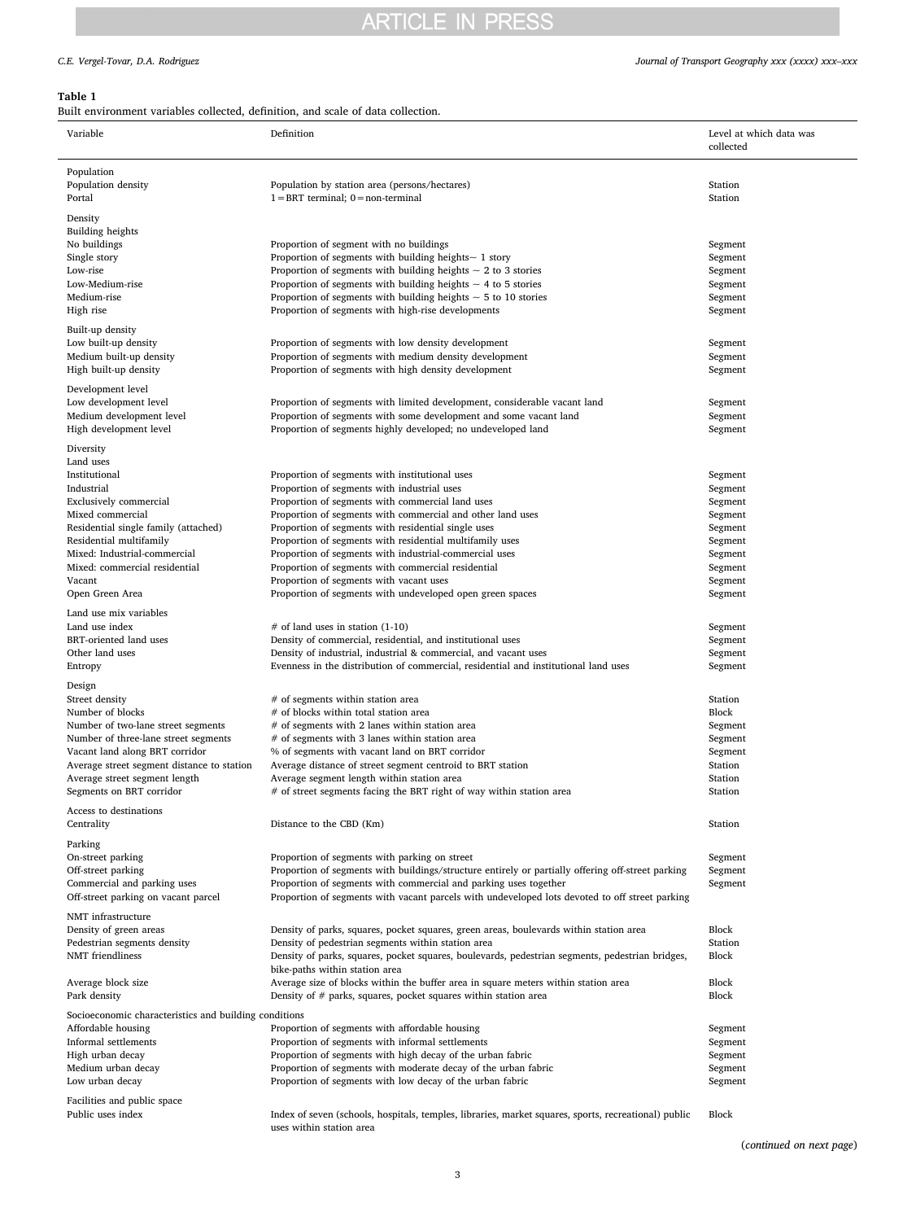**Table 1**

Built environment variables collected, definition, and scale of data collection.

| Variable | Definition | Level at which data was collected |
|---|---|---|
| Population | | |
| Population density | Population by station area (persons/hectares) | Station |
| Portal | 1 = BRT terminal; 0 = non-terminal | Station |
| Density | | |
| Building heights | | |
| No buildings | Proportion of segment with no buildings | Segment |
| Single story | Proportion of segments with building heights ~ 1 story | Segment |
| Low-rise | Proportion of segments with building heights ~ 2 to 3 stories | Segment |
| Low-Medium-rise | Proportion of segments with building heights ~ 4 to 5 stories | Segment |
| Medium-rise | Proportion of segments with building heights ~ 5 to 10 stories | Segment |
| High rise | Proportion of segments with high-rise developments | Segment |
| Built-up density | | |
| Low built-up density | Proportion of segments with low density development | Segment |
| Medium built-up density | Proportion of segments with medium density development | Segment |
| High built-up density | Proportion of segments with high density development | Segment |
| Development level | | |
| Low development level | Proportion of segments with limited development, considerable vacant land | Segment |
| Medium development level | Proportion of segments with some development and some vacant land | Segment |
| High development level | Proportion of segments highly developed; no undeveloped land | Segment |
| Diversity | | |
| Land uses | | |
| Institutional | Proportion of segments with institutional uses | Segment |
| Industrial | Proportion of segments with industrial uses | Segment |
| Exclusively commercial | Proportion of segments with commercial land uses | Segment |
| Mixed commercial | Proportion of segments with commercial and other land uses | Segment |
| Residential single family (attached) | Proportion of segments with residential single uses | Segment |
| Residential multifamily | Proportion of segments with residential multifamily uses | Segment |
| Mixed: Industrial-commercial | Proportion of segments with industrial-commercial uses | Segment |
| Mixed: commercial residential | Proportion of segments with commercial residential | Segment |
| Vacant | Proportion of segments with vacant uses | Segment |
| Open Green Area | Proportion of segments with undeveloped open green spaces | Segment |
| Land use mix variables | | |
| Land use index | # of land uses in station (1-10) | Segment |
| BRT-oriented land uses | Density of commercial, residential, and institutional uses | Segment |
| Other land uses | Density of industrial, industrial & commercial, and vacant uses | Segment |
| Entropy | Evenness in the distribution of commercial, residential and institutional land uses | Segment |
| Design | | |
| Street density | # of segments within station area | Station |
| Number of blocks | # of blocks within total station area | Block |
| Number of two-lane street segments | # of segments with 2 lanes within station area | Segment |
| Number of three-lane street segments | # of segments with 3 lanes within station area | Segment |
| Vacant land along BRT corridor | % of segments with vacant land on BRT corridor | Segment |
| Average street segment distance to station | Average distance of street segment centroid to BRT station | Station |
| Average street segment length | Average segment length within station area | Station |
| Segments on BRT corridor | # of street segments facing the BRT right of way within station area | Station |
| Access to destinations | | |
| Centrality | Distance to the CBD (Km) | Station |
| Parking | | |
| On-street parking | Proportion of segments with parking on street | Segment |
| Off-street parking | Proportion of segments with buildings/structure entirely or partially offering off-street parking | Segment |
| Commercial and parking uses | Proportion of segments with commercial and parking uses together | Segment |
| Off-street parking on vacant parcel | Proportion of segments with vacant parcels with undeveloped lots devoted to off street parking | |
| NMT infrastructure | | |
| Density of green areas | Density of parks, squares, pocket squares, green areas, boulevards within station area | Block |
| Pedestrian segments density | Density of pedestrian segments within station area | Station |
| NMT friendliness | Density of parks, squares, pocket squares, boulevards, pedestrian segments, pedestrian bridges, bike-paths within station area | Block |
| Average block size | Average size of blocks within the buffer area in square meters within station area | Block |
| Park density | Density of # parks, squares, pocket squares within station area | Block |
| Socioeconomic characteristics and building conditions | | |
| Affordable housing | Proportion of segments with affordable housing | Segment |
| Informal settlements | Proportion of segments with informal settlements | Segment |
| High urban decay | Proportion of segments with high decay of the urban fabric | Segment |
| Medium urban decay | Proportion of segments with moderate decay of the urban fabric | Segment |
| Low urban decay | Proportion of segments with low decay of the urban fabric | Segment |
| Facilities and public space | | |
| Public uses index | Index of seven (schools, hospitals, temples, libraries, market squares, sports, recreational) public uses within station area | Block |

(*continued on next page*)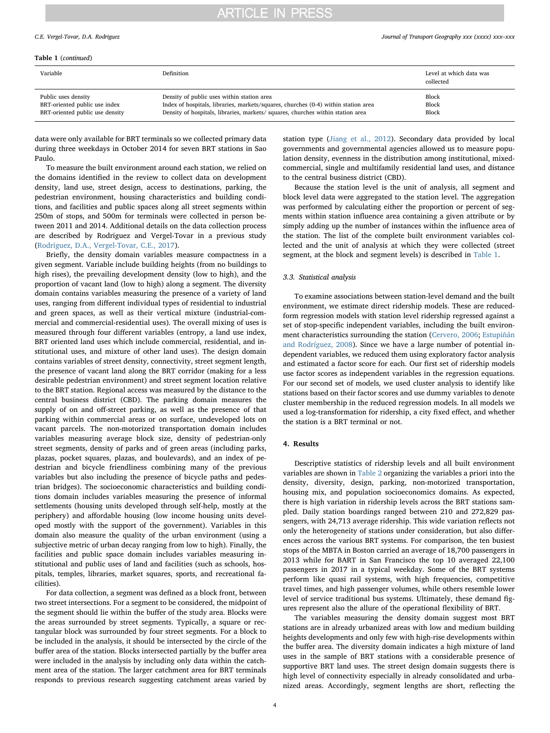**Table 1** (*continued*)

| Variable | Definition | Level at which data was collected |
|---|---|---|
| Public uses density | Density of public uses within station area | Block |
| BRT-oriented public use index | Index of hospitals, libraries, markets/squares, churches (0-4) within station area | Block |
| BRT-oriented public use density | Density of hospitals, libraries, markets/ squares, churches within station area | Block |

data were only available for BRT terminals so we collected primary data during three weekdays in October 2014 for seven BRT stations in Sao Paulo.

To measure the built environment around each station, we relied on the domains identified in the review to collect data on development density, land use, street design, access to destinations, parking, the pedestrian environment, housing characteristics and building conditions, and facilities and public spaces along all street segments within 250m of stops, and 500m for terminals were collected in person between 2011 and 2014. Additional details on the data collection process are described by Rodriguez and Vergel-Tovar in a previous study (Rodriguez, D.A., Vergel-Tovar, C.E., 2017).

Briefly, the density domain variables measure compactness in a given segment. Variable include building heights (from no buildings to high rises), the prevailing development density (low to high), and the proportion of vacant land (low to high) along a segment. The diversity domain contains variables measuring the presence of a variety of land uses, ranging from different individual types of residential to industrial and green spaces, as well as their vertical mixture (industrial-commercial and commercial-residential uses). The overall mixing of uses is measured through four different variables (entropy, a land use index, BRT oriented land uses which include commercial, residential, and institutional uses, and mixture of other land uses). The design domain contains variables of street density, connectivity, street segment length, the presence of vacant land along the BRT corridor (making for a less desirable pedestrian environment) and street segment location relative to the BRT station. Regional access was measured by the distance to the central business district (CBD). The parking domain measures the supply of on and off-street parking, as well as the presence of that parking within commercial areas or on surface, undeveloped lots on vacant parcels. The non-motorized transportation domain includes variables measuring average block size, density of pedestrian-only street segments, density of parks and of green areas (including parks, plazas, pocket squares, plazas, and boulevards), and an index of pedestrian and bicycle friendliness combining many of the previous variables but also including the presence of bicycle paths and pedestrian bridges). The socioeconomic characteristics and building conditions domain includes variables measuring the presence of informal settlements (housing units developed through self-help, mostly at the periphery) and affordable housing (low income housing units developed mostly with the support of the government). Variables in this domain also measure the quality of the urban environment (using a subjective metric of urban decay ranging from low to high). Finally, the facilities and public space domain includes variables measuring institutional and public uses of land and facilities (such as schools, hospitals, temples, libraries, market squares, sports, and recreational facilities).

For data collection, a segment was defined as a block front, between two street intersections. For a segment to be considered, the midpoint of the segment should lie within the buffer of the study area. Blocks were the areas surrounded by street segments. Typically, a square or rectangular block was surrounded by four street segments. For a block to be included in the analysis, it should be intersected by the circle of the buffer area of the station. Blocks intersected partially by the buffer area were included in the analysis by including only data within the catchment area of the station. The larger catchment area for BRT terminals responds to previous research suggesting catchment areas varied by station type (Jiang et al., 2012). Secondary data provided by local governments and governmental agencies allowed us to measure population density, evenness in the distribution among institutional, mixed-commercial, single and multifamily residential land uses, and distance to the central business district (CBD).

Because the station level is the unit of analysis, all segment and block level data were aggregated to the station level. The aggregation was performed by calculating either the proportion or percent of segments within station influence area containing a given attribute or by simply adding up the number of instances within the influence area of the station. The list of the complete built environment variables collected and the unit of analysis at which they were collected (street segment, at the block and segment levels) is described in Table 1.

### 3.3. Statistical analysis

To examine associations between station-level demand and the built environment, we estimate direct ridership models. These are reduced-form regression models with station level ridership regressed against a set of stop-specific independent variables, including the built environment characteristics surrounding the station (Cervero, 2006; Estupiñán and Rodríguez, 2008). Since we have a large number of potential independent variables, we reduced them using exploratory factor analysis and estimated a factor score for each. Our first set of ridership models use factor scores as independent variables in the regression equations. For our second set of models, we used cluster analysis to identify like stations based on their factor scores and use dummy variables to denote cluster membership in the reduced regression models. In all models we used a log-transformation for ridership, a city fixed effect, and whether the station is a BRT terminal or not.

## 4. Results

Descriptive statistics of ridership levels and all built environment variables are shown in Table 2 organizing the variables a priori into the density, diversity, design, parking, non-motorized transportation, housing mix, and population socioeconomics domains. As expected, there is high variation in ridership levels across the BRT stations sampled. Daily station boardings ranged between 210 and 272,829 passengers, with 24,713 average ridership. This wide variation reflects not only the heterogeneity of stations under consideration, but also differences across the various BRT systems. For comparison, the ten busiest stops of the MBTA in Boston carried an average of 18,700 passengers in 2013 while for BART in San Francisco the top 10 averaged 22,100 passengers in 2017 in a typical weekday. Some of the BRT systems perform like quasi rail systems, with high frequencies, competitive travel times, and high passenger volumes, while others resemble lower level of service traditional bus systems. Ultimately, these demand figures represent also the allure of the operational flexibility of BRT.

The variables measuring the density domain suggest most BRT stations are in already urbanized areas with low and medium building heights developments and only few with high-rise developments within the buffer area. The diversity domain indicates a high mixture of land uses in the sample of BRT stations with a considerable presence of supportive BRT land uses. The street design domain suggests there is high level of connectivity especially in already consolidated and urbanized areas. Accordingly, segment lengths are short, reflecting the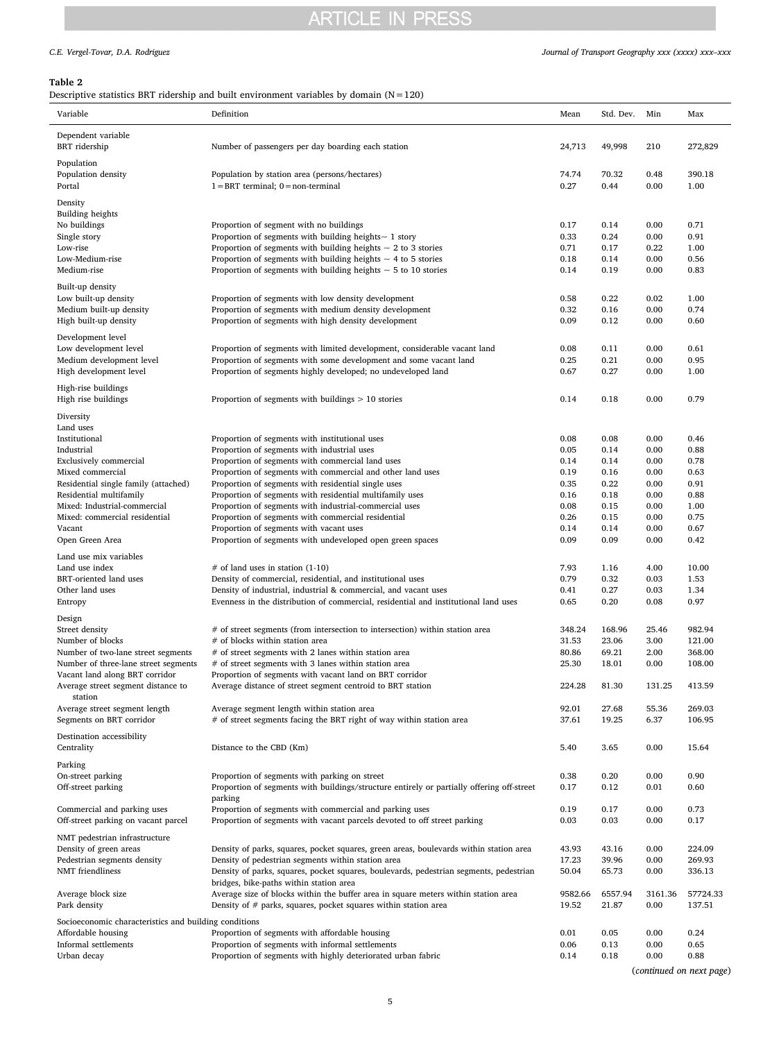**Table 2**

Descriptive statistics BRT ridership and built environment variables by domain (N = 120)

| Variable | Definition | Mean | Std. Dev. | Min | Max |
|---|---|---|---|---|---|
| Dependent variable | | | | | |
| BRT ridership | Number of passengers per day boarding each station | 24,713 | 49,998 | 210 | 272,829 |
| Population | | | | | |
| Population density | Population by station area (persons/hectares) | 74.74 | 70.32 | 0.48 | 390.18 |
| Portal | 1 = BRT terminal; 0 = non-terminal | 0.27 | 0.44 | 0.00 | 1.00 |
| Density | | | | | |
| Building heights | | | | | |
| No buildings | Proportion of segment with no buildings | 0.17 | 0.14 | 0.00 | 0.71 |
| Single story | Proportion of segments with building heights − 1 story | 0.33 | 0.24 | 0.00 | 0.91 |
| Low-rise | Proportion of segments with building heights − 2 to 3 stories | 0.71 | 0.17 | 0.22 | 1.00 |
| Low-Medium-rise | Proportion of segments with building heights − 4 to 5 stories | 0.18 | 0.14 | 0.00 | 0.56 |
| Medium-rise | Proportion of segments with building heights − 5 to 10 stories | 0.14 | 0.19 | 0.00 | 0.83 |
| Built-up density | | | | | |
| Low built-up density | Proportion of segments with low density development | 0.58 | 0.22 | 0.02 | 1.00 |
| Medium built-up density | Proportion of segments with medium density development | 0.32 | 0.16 | 0.00 | 0.74 |
| High built-up density | Proportion of segments with high density development | 0.09 | 0.12 | 0.00 | 0.60 |
| Development level | | | | | |
| Low development level | Proportion of segments with limited development, considerable vacant land | 0.08 | 0.11 | 0.00 | 0.61 |
| Medium development level | Proportion of segments with some development and some vacant land | 0.25 | 0.21 | 0.00 | 0.95 |
| High development level | Proportion of segments highly developed; no undeveloped land | 0.67 | 0.27 | 0.00 | 1.00 |
| High-rise buildings | | | | | |
| High rise buildings | Proportion of segments with buildings > 10 stories | 0.14 | 0.18 | 0.00 | 0.79 |
| Diversity | | | | | |
| Land uses | | | | | |
| Institutional | Proportion of segments with institutional uses | 0.08 | 0.08 | 0.00 | 0.46 |
| Industrial | Proportion of segments with industrial uses | 0.05 | 0.14 | 0.00 | 0.88 |
| Exclusively commercial | Proportion of segments with commercial land uses | 0.14 | 0.14 | 0.00 | 0.78 |
| Mixed commercial | Proportion of segments with commercial and other land uses | 0.19 | 0.16 | 0.00 | 0.63 |
| Residential single family (attached) | Proportion of segments with residential single uses | 0.35 | 0.22 | 0.00 | 0.91 |
| Residential multifamily | Proportion of segments with residential multifamily uses | 0.16 | 0.18 | 0.00 | 0.88 |
| Mixed: Industrial-commercial | Proportion of segments with industrial-commercial uses | 0.08 | 0.15 | 0.00 | 1.00 |
| Mixed: commercial residential | Proportion of segments with commercial residential | 0.26 | 0.15 | 0.00 | 0.75 |
| Vacant | Proportion of segments with vacant uses | 0.14 | 0.14 | 0.00 | 0.67 |
| Open Green Area | Proportion of segments with undeveloped open green spaces | 0.09 | 0.09 | 0.00 | 0.42 |
| Land use mix variables | | | | | |
| Land use index | # of land uses in station (1-10) | 7.93 | 1.16 | 4.00 | 10.00 |
| BRT-oriented land uses | Density of commercial, residential, and institutional uses | 0.79 | 0.32 | 0.03 | 1.53 |
| Other land uses | Density of industrial, industrial & commercial, and vacant uses | 0.41 | 0.27 | 0.03 | 1.34 |
| Entropy | Evenness in the distribution of commercial, residential and institutional land uses | 0.65 | 0.20 | 0.08 | 0.97 |
| Design | | | | | |
| Street density | # of street segments (from intersection to intersection) within station area | 348.24 | 168.96 | 25.46 | 982.94 |
| Number of blocks | # of blocks within station area | 31.53 | 23.06 | 3.00 | 121.00 |
| Number of two-lane street segments | # of street segments with 2 lanes within station area | 80.86 | 69.21 | 2.00 | 368.00 |
| Number of three-lane street segments | # of street segments with 3 lanes within station area | 25.30 | 18.01 | 0.00 | 108.00 |
| Vacant land along BRT corridor | Proportion of segments with vacant land on BRT corridor | | | | |
| Average street segment distance to station | Average distance of street segment centroid to BRT station | 224.28 | 81.30 | 131.25 | 413.59 |
| Average street segment length | Average segment length within station area | 92.01 | 27.68 | 55.36 | 269.03 |
| Segments on BRT corridor | # of street segments facing the BRT right of way within station area | 37.61 | 19.25 | 6.37 | 106.95 |
| Destination accessibility | | | | | |
| Centrality | Distance to the CBD (Km) | 5.40 | 3.65 | 0.00 | 15.64 |
| Parking | | | | | |
| On-street parking | Proportion of segments with parking on street | 0.38 | 0.20 | 0.00 | 0.90 |
| Off-street parking | Proportion of segments with buildings/structure entirely or partially offering off-street parking | 0.17 | 0.12 | 0.01 | 0.60 |
| Commercial and parking uses | Proportion of segments with commercial and parking uses | 0.19 | 0.17 | 0.00 | 0.73 |
| Off-street parking on vacant parcel | Proportion of segments with vacant parcels devoted to off street parking | 0.03 | 0.03 | 0.00 | 0.17 |
| NMT pedestrian infrastructure | | | | | |
| Density of green areas | Density of parks, squares, pocket squares, green areas, boulevards within station area | 43.93 | 43.16 | 0.00 | 224.09 |
| Pedestrian segments density | Density of pedestrian segments within station area | 17.23 | 39.96 | 0.00 | 269.93 |
| NMT friendliness | Density of parks, squares, pocket squares, boulevards, pedestrian segments, pedestrian bridges, bike-paths within station area | 50.04 | 65.73 | 0.00 | 336.13 |
| Average block size | Average size of blocks within the buffer area in square meters within station area | 9582.66 | 6557.94 | 3161.36 | 57724.33 |
| Park density | Density of # parks, squares, pocket squares within station area | 19.52 | 21.87 | 0.00 | 137.51 |
| Socioeconomic characteristics and building conditions | | | | | |
| Affordable housing | Proportion of segments with affordable housing | 0.01 | 0.05 | 0.00 | 0.24 |
| Informal settlements | Proportion of segments with informal settlements | 0.06 | 0.13 | 0.00 | 0.65 |
| Urban decay | Proportion of segments with highly deteriorated urban fabric | 0.14 | 0.18 | 0.00 | 0.88 |

(*continued on next page*)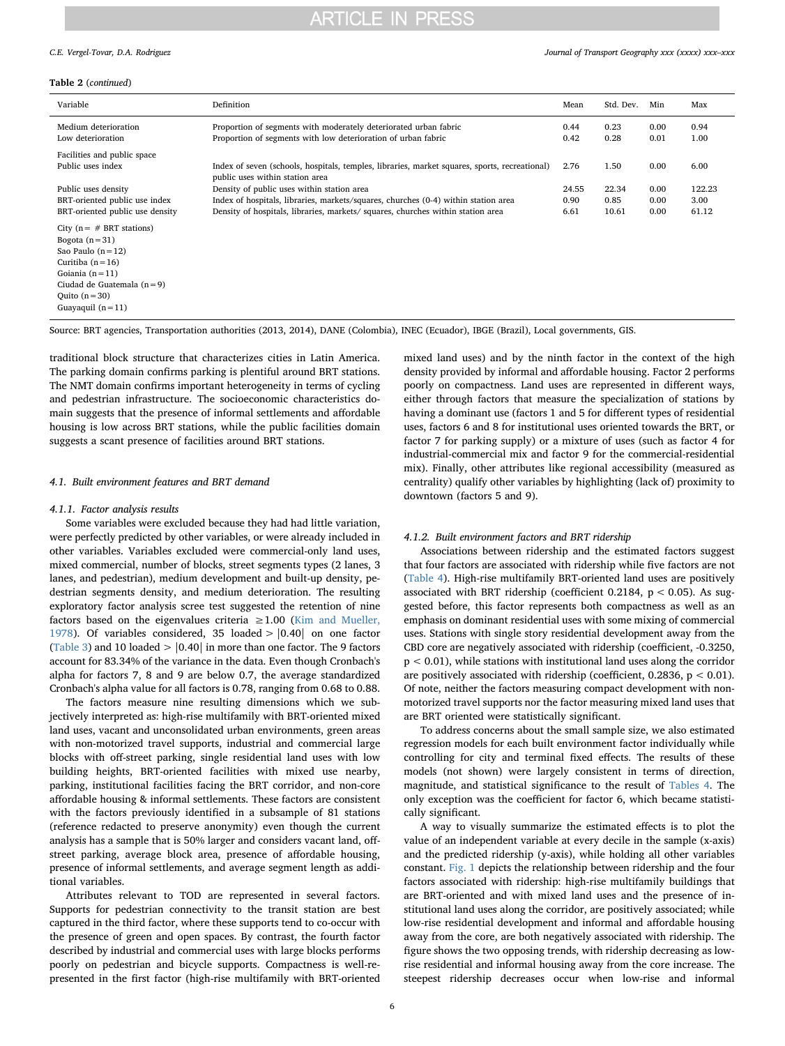**Table 2** (*continued*)

| Variable | Definition | Mean | Std. Dev. | Min | Max |
|---|---|---|---|---|---|
| Medium deterioration | Proportion of segments with moderately deteriorated urban fabric | 0.44 | 0.23 | 0.00 | 0.94 |
| Low deterioration | Proportion of segments with low deterioration of urban fabric | 0.42 | 0.28 | 0.01 | 1.00 |
| Facilities and public space | | | | | |
| Public uses index | Index of seven (schools, hospitals, temples, libraries, market squares, sports, recreational) public uses within station area | 2.76 | 1.50 | 0.00 | 6.00 |
| Public uses density | Density of public uses within station area | 24.55 | 22.34 | 0.00 | 122.23 |
| BRT-oriented public use index | Index of hospitals, libraries, markets/squares, churches (0-4) within station area | 0.90 | 0.85 | 0.00 | 3.00 |
| BRT-oriented public use density | Density of hospitals, libraries, markets/ squares, churches within station area | 6.61 | 10.61 | 0.00 | 61.12 |
| City (n = # BRT stations) | | | | | |
| Bogota (n = 31) | | | | | |
| Sao Paulo (n = 12) | | | | | |
| Curitiba (n = 16) | | | | | |
| Goiania (n = 11) | | | | | |
| Ciudad de Guatemala (n = 9) | | | | | |
| Quito (n = 30) | | | | | |
| Guayaquil (n = 11) | | | | | |

Source: BRT agencies, Transportation authorities (2013, 2014), DANE (Colombia), INEC (Ecuador), IBGE (Brazil), Local governments, GIS.

traditional block structure that characterizes cities in Latin America. The parking domain confirms parking is plentiful around BRT stations. The NMT domain confirms important heterogeneity in terms of cycling and pedestrian infrastructure. The socioeconomic characteristics domain suggests that the presence of informal settlements and affordable housing is low across BRT stations, while the public facilities domain suggests a scant presence of facilities around BRT stations.

### 4.1. Built environment features and BRT demand

#### 4.1.1. Factor analysis results

Some variables were excluded because they had had little variation, were perfectly predicted by other variables, or were already included in other variables. Variables excluded were commercial-only land uses, mixed commercial, number of blocks, street segments types (2 lanes, 3 lanes, and pedestrian), medium development and built-up density, pedestrian segments density, and medium deterioration. The resulting exploratory factor analysis scree test suggested the retention of nine factors based on the eigenvalues criteria $\geq 1.00$ (Kim and Mueller, 1978). Of variables considered, 35 loaded $> |0.40|$ on one factor (Table 3) and 10 loaded $> |0.40|$ in more than one factor. The 9 factors account for 83.34% of the variance in the data. Even though Cronbach's alpha for factors 7, 8 and 9 are below 0.7, the average standardized Cronbach's alpha value for all factors is 0.78, ranging from 0.68 to 0.88.

The factors measure nine resulting dimensions which we subjectively interpreted as: high-rise multifamily with BRT-oriented mixed land uses, vacant and unconsolidated urban environments, green areas with non-motorized travel supports, industrial and commercial large blocks with off-street parking, single residential land uses with low building heights, BRT-oriented facilities with mixed use nearby, parking, institutional facilities facing the BRT corridor, and non-core affordable housing & informal settlements. These factors are consistent with the factors previously identified in a subsample of 81 stations (reference redacted to preserve anonymity) even though the current analysis has a sample that is 50% larger and considers vacant land, off-street parking, average block area, presence of affordable housing, presence of informal settlements, and average segment length as additional variables.

Attributes relevant to TOD are represented in several factors. Supports for pedestrian connectivity to the transit station are best captured in the third factor, where these supports tend to co-occur with the presence of green and open spaces. By contrast, the fourth factor described by industrial and commercial uses with large blocks performs poorly on pedestrian and bicycle supports. Compactness is well-represented in the first factor (high-rise multifamily with BRT-oriented mixed land uses) and by the ninth factor in the context of the high density provided by informal and affordable housing. Factor 2 performs poorly on compactness. Land uses are represented in different ways, either through factors that measure the specialization of stations by having a dominant use (factors 1 and 5 for different types of residential uses, factors 6 and 8 for institutional uses oriented towards the BRT, or factor 7 for parking supply) or a mixture of uses (such as factor 4 for industrial-commercial mix and factor 9 for the commercial-residential mix). Finally, other attributes like regional accessibility (measured as centrality) qualify other variables by highlighting (lack of) proximity to downtown (factors 5 and 9).

#### 4.1.2. Built environment factors and BRT ridership

Associations between ridership and the estimated factors suggest that four factors are associated with ridership while five factors are not (Table 4). High-rise multifamily BRT-oriented land uses are positively associated with BRT ridership (coefficient 0.2184, $p < 0.05$). As suggested before, this factor represents both compactness as well as an emphasis on dominant residential uses with some mixing of commercial uses. Stations with single story residential development away from the CBD core are negatively associated with ridership (coefficient, -0.3250, $p < 0.01$), while stations with institutional land uses along the corridor are positively associated with ridership (coefficient, 0.2836, $p < 0.01$). Of note, neither the factors measuring compact development with non-motorized travel supports nor the factor measuring mixed land uses that are BRT oriented were statistically significant.

To address concerns about the small sample size, we also estimated regression models for each built environment factor individually while controlling for city and terminal fixed effects. The results of these models (not shown) were largely consistent in terms of direction, magnitude, and statistical significance to the result of Tables 4. The only exception was the coefficient for factor 6, which became statistically significant.

A way to visually summarize the estimated effects is to plot the value of an independent variable at every decile in the sample (x-axis) and the predicted ridership (y-axis), while holding all other variables constant. Fig. 1 depicts the relationship between ridership and the four factors associated with ridership: high-rise multifamily buildings that are BRT-oriented and with mixed land uses and the presence of institutional land uses along the corridor, are positively associated; while low-rise residential development and informal and affordable housing away from the core, are both negatively associated with ridership. The figure shows the two opposing trends, with ridership decreasing as low-rise residential and informal housing away from the core increase. The steepest ridership decreases occur when low-rise and informal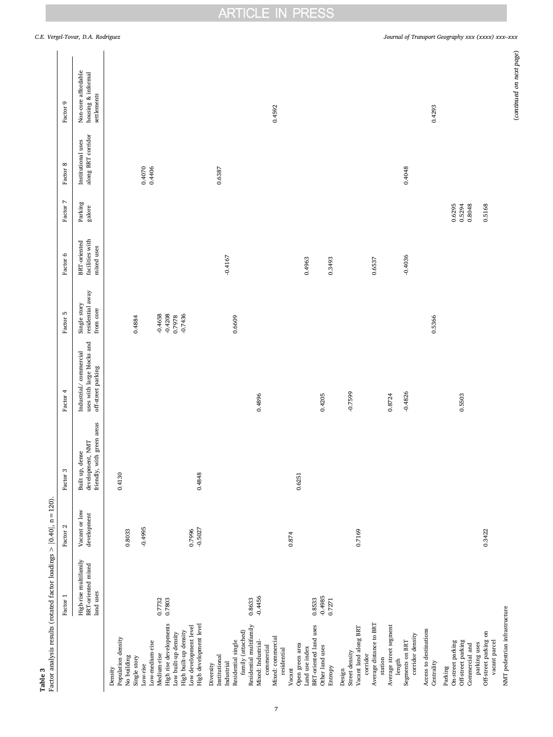**Table 3**
Factor analysis results (rotated factor loadings > |0.40|, n = 120).

| | Factor 1 | Factor 2 | Factor 3 | Factor 4 | Factor 5 | Factor 6 | Factor 7 | Factor 8 | Factor 9 |
|---|---|---|---|---|---|---|---|---|---|
| | High-rise multifamily BRT-oriented mixed land uses | Vacant or low development | Built up, dense development, NMT friendly, with green areas | Industrial/ commercial uses with large blocks and off-street parking | Single story residential away from core | BRT-oriented facilities with mixed uses | Parking galore | Institutional uses along BRT corridor | Non-core affordable housing & informal settlements |
| **Density** | | | | | | | | | |
| Population density | | | 0.4130 | | | | | | |
| No building | | 0.8033 | | | | | | | |
| Single story | | | | | 0.4884 | | | | |
| Low-rise | | -0.4995 | | | | | | | |
| Low-medium-rise | | | | | | | | | |
| Medium-rise | 0.7732 | | | | -0.4658 | | | 0.4070 | |
| High rise developments | 0.7803 | | | | -0.4208 | | | 0.4406 | |
| Low built-up density | | | | | 0.7978 | | | | |
| High built-up density | | | | | -0.7436 | | | | |
| Low development level | | 0.7996 | | | | | | | |
| High development level | | -0.5027 | 0.4848 | | | | | | |
| **Diversity** | | | | | | | | | |
| Institutional | | | | | | | | 0.6387 | |
| Industrial | | | | | | -0.4167 | | | |
| Residential single family (attached) | | | | | 0.6609 | | | | |
| Residential multifamily | 0.8633 | | | | | | | | |
| Mixed: Industrial-commercial | -0.4456 | | | 0.4896 | | | | | |
| Mixed: commercial residential | | | | | | | | | 0.4592 |
| Vacant | | 0.874 | | | | | | | |
| Open green area | | | 0.6251 | | | | | | |
| Land use index | | | | | | | | | |
| BRT-oriented land uses | 0.8533 | | | | | 0.4963 | | | |
| Other land uses | -0.4985 | | | 0.4205 | | | | | |
| Entropy | 0.7271 | | | | | 0.3493 | | | |
| **Design** | | | | | | | | | |
| Street density | | | | -0.7599 | | | | | |
| Vacant land along BRT corridor | | 0.7169 | | | | | | | |
| Average distance to BRT station | | | | | | 0.6537 | | | |
| Average street segment length | | | | 0.8724 | | | | | |
| Segments on BRT corridor density | | | | -0.4826 | | -0.4036 | | 0.4048 | |
| **Access to destinations** | | | | | | | | | |
| Centrality | | | | | 0.5366 | | | | 0.4293 |
| **Parking** | | | | | | | | | |
| On-street parking | | | | | | | 0.6295 | | |
| Off-street parking | | | | 0.5503 | | | 0.5294 | | |
| Commercial and parking uses | | | | | | | 0.8048 | | |
| Off-street parking on vacant parcel | | 0.3422 | | | | | 0.5168 | | |
| **NMT pedestrian infrastructure** | | | | | | | | | |

(*continued on next page*)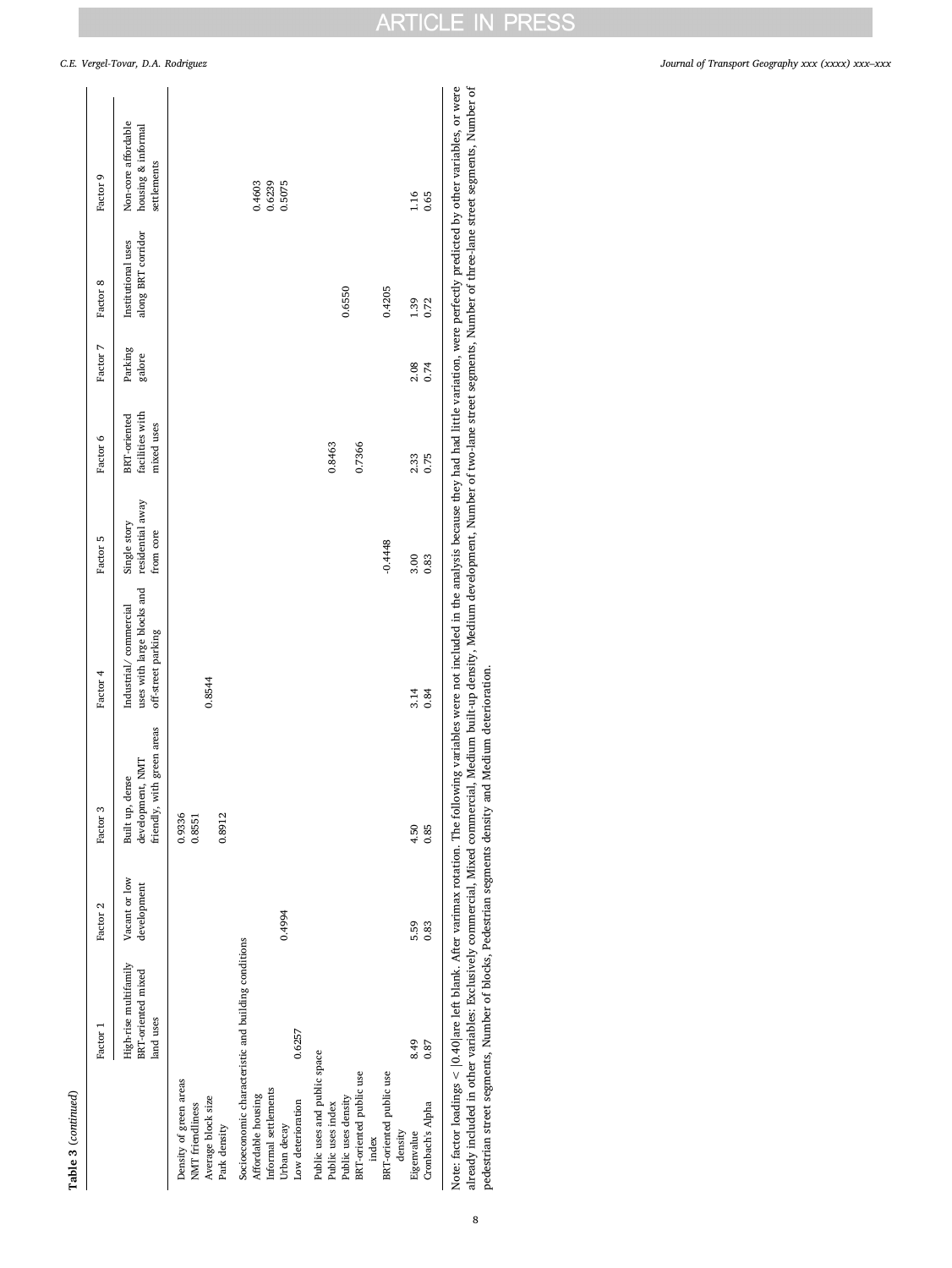**Table 3** (*continued*)

| | Factor 1 | Factor 2 | Factor 3 | Factor 4 | Factor 5 | Factor 6 | Factor 7 | Factor 8 | Factor 9 |
|---|---|---|---|---|---|---|---|---|---|
| | High-rise multifamily BRT-oriented mixed land uses | Vacant or low development | Built up, dense development, NMT friendly, with green areas | Industrial/ commercial uses with large blocks and off-street parking | Single story residential away from core | BRT-oriented facilities with mixed uses | Parking galore | Institutional uses along BRT corridor | Non-core affordable housing & informal settlements |
| Density of green areas | | | 0.9336 | | | | | | |
| NMT friendliness | | | 0.8551 | | | | | | |
| Average block size | | | | 0.8544 | | | | | |
| Park density | | | 0.8912 | | | | | | |
| Socioeconomic characteristic and building conditions | | | | | | | | | |
| Affordable housing | | | | | | | | | 0.4603 |
| Informal settlements | | | | | | | | | 0.6239 |
| Urban decay | | 0.4994 | | | | | | | 0.5075 |
| Low deterioration | 0.6257 | | | | | | | | |
| Public uses and public space | | | | | | | | | |
| Public uses index | | | | | | 0.8463 | | | |
| Public uses density | | | | | | | | 0.6550 | |
| BRT-oriented public use index | | | | | | 0.7366 | | | |
| BRT-oriented public use density | | | | | -0.4448 | | | 0.4205 | |
| Eigenvalue | 8.49 | 5.59 | 4.50 | 3.14 | 3.00 | 2.33 | 2.08 | 1.39 | 1.16 |
| Cronbach's Alpha | 0.87 | 0.83 | 0.85 | 0.84 | 0.83 | 0.75 | 0.74 | 0.72 | 0.65 |

Note: factor loadings < |0.40| are left blank. After varimax rotation. The following variables were not included in the analysis because they had little variation, were perfectly predicted by other variables, or were already included in other variables: Exclusively commercial, Mixed commercial, Medium built-up density, Medium development, Number of two-lane street segments, Number of three-lane street segments, Number of pedestrian street segments, Number of blocks, Pedestrian segments density and Medium deterioration.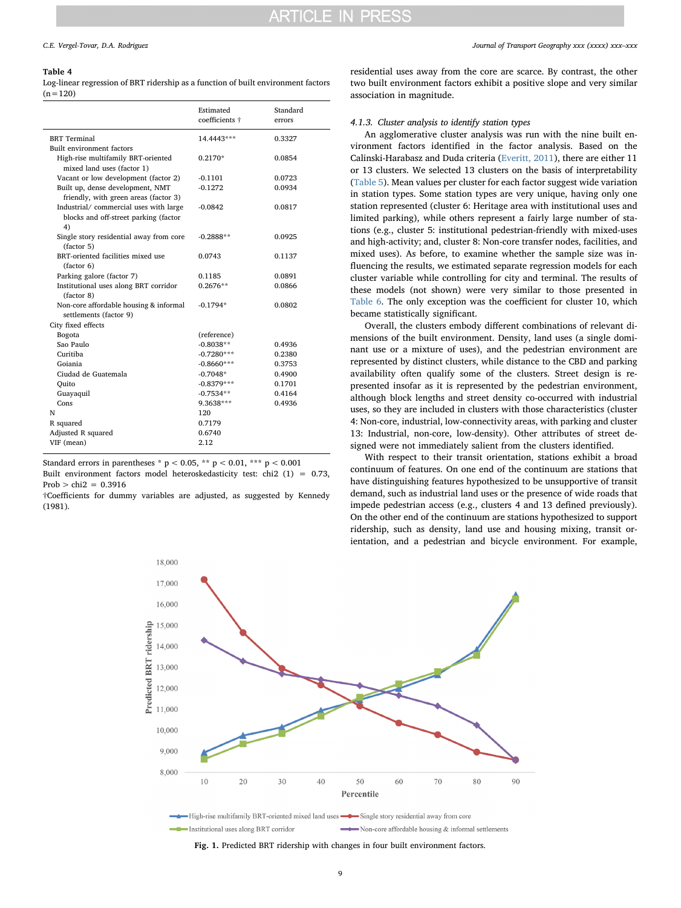**Table 4**
Log-linear regression of BRT ridership as a function of built environment factors (n = 120)

| | Estimated coefficients † | Standard errors |
|---|---|---|
| BRT Terminal | 14.4443*** | 0.3327 |
| Built environment factors | | |
| High-rise multifamily BRT-oriented mixed land uses (factor 1) | 0.2170* | 0.0854 |
| Vacant or low development (factor 2) | -0.1101 | 0.0723 |
| Built up, dense development, NMT friendly, with green areas (factor 3) | -0.1272 | 0.0934 |
| Industrial/ commercial uses with large blocks and off-street parking (factor 4) | -0.0842 | 0.0817 |
| Single story residential away from core (factor 5) | -0.2888** | 0.0925 |
| BRT-oriented facilities mixed use (factor 6) | 0.0743 | 0.1137 |
| Parking galore (factor 7) | 0.1185 | 0.0891 |
| Institutional uses along BRT corridor (factor 8) | 0.2676** | 0.0866 |
| Non-core affordable housing & informal settlements (factor 9) | -0.1794* | 0.0802 |
| City fixed effects | | |
| Bogota | (reference) | |
| Sao Paulo | -0.8038** | 0.4936 |
| Curitiba | -0.7280*** | 0.2380 |
| Goiania | -0.8660*** | 0.3753 |
| Ciudad de Guatemala | -0.7048* | 0.4900 |
| Quito | -0.8379*** | 0.1701 |
| Guayaquil | -0.7534** | 0.4164 |
| Cons | 9.3638*** | 0.4936 |
| N | 120 | |
| R squared | 0.7179 | |
| Adjusted R squared | 0.6740 | |
| VIF (mean) | 2.12 | |

Standard errors in parentheses * $p < 0.05$, ** $p < 0.01$, *** $p < 0.001$
Built environment factors model heteroskedasticity test: $chi2$ (1) = 0.73, Prob > chi2 = 0.3916
†Coefficients for dummy variables are adjusted, as suggested by Kennedy (1981).

residential uses away from the core are scarce. By contrast, the other two built environment factors exhibit a positive slope and very similar association in magnitude.

#### 4.1.3. Cluster analysis to identify station types

An agglomerative cluster analysis was run with the nine built environment factors identified in the factor analysis. Based on the Calinski-Harabasz and Duda criteria (Everitt, 2011), there are either 11 or 13 clusters. We selected 13 clusters on the basis of interpretability (Table 5). Mean values per cluster for each factor suggest wide variation in station types. Some station types are very unique, having only one station represented (cluster 6: Heritage area with institutional uses and limited parking), while others represent a fairly large number of stations (e.g., cluster 5: institutional pedestrian-friendly with mixed-uses and high-activity; and, cluster 8: Non-core transfer nodes, facilities, and mixed uses). As before, to examine whether the sample size was influencing the results, we estimated separate regression models for each cluster variable while controlling for city and terminal. The results of these models (not shown) were very similar to those presented in Table 6. The only exception was the coefficient for cluster 10, which became statistically significant.

Overall, the clusters embody different combinations of relevant dimensions of the built environment. Density, land uses (a single dominant use or a mixture of uses), and the pedestrian environment are represented by distinct clusters, while distance to the CBD and parking availability often qualify some of the clusters. Street design is represented insofar as it is represented by the pedestrian environment, although block lengths and street density co-occurred with industrial uses, so they are included in clusters with those characteristics (cluster 4: Non-core, industrial, low-connectivity areas, with parking and cluster 13: Industrial, non-core, low-density). Other attributes of street design were not immediately salient from the clusters identified.

With respect to their transit orientation, stations exhibit a broad continuum of features. On one end of the continuum are stations that have distinguishing features hypothesized to be unsupportive of transit demand, such as industrial land uses or the presence of wide roads that impede pedestrian access (e.g., clusters 4 and 13 defined previously). On the other end of the continuum are stations hypothesized to support ridership, such as density, land use and housing mixing, transit orientation, and a pedestrian and bicycle environment. For example,

**Fig. 1.** Predicted BRT ridership with changes in four built environment factors.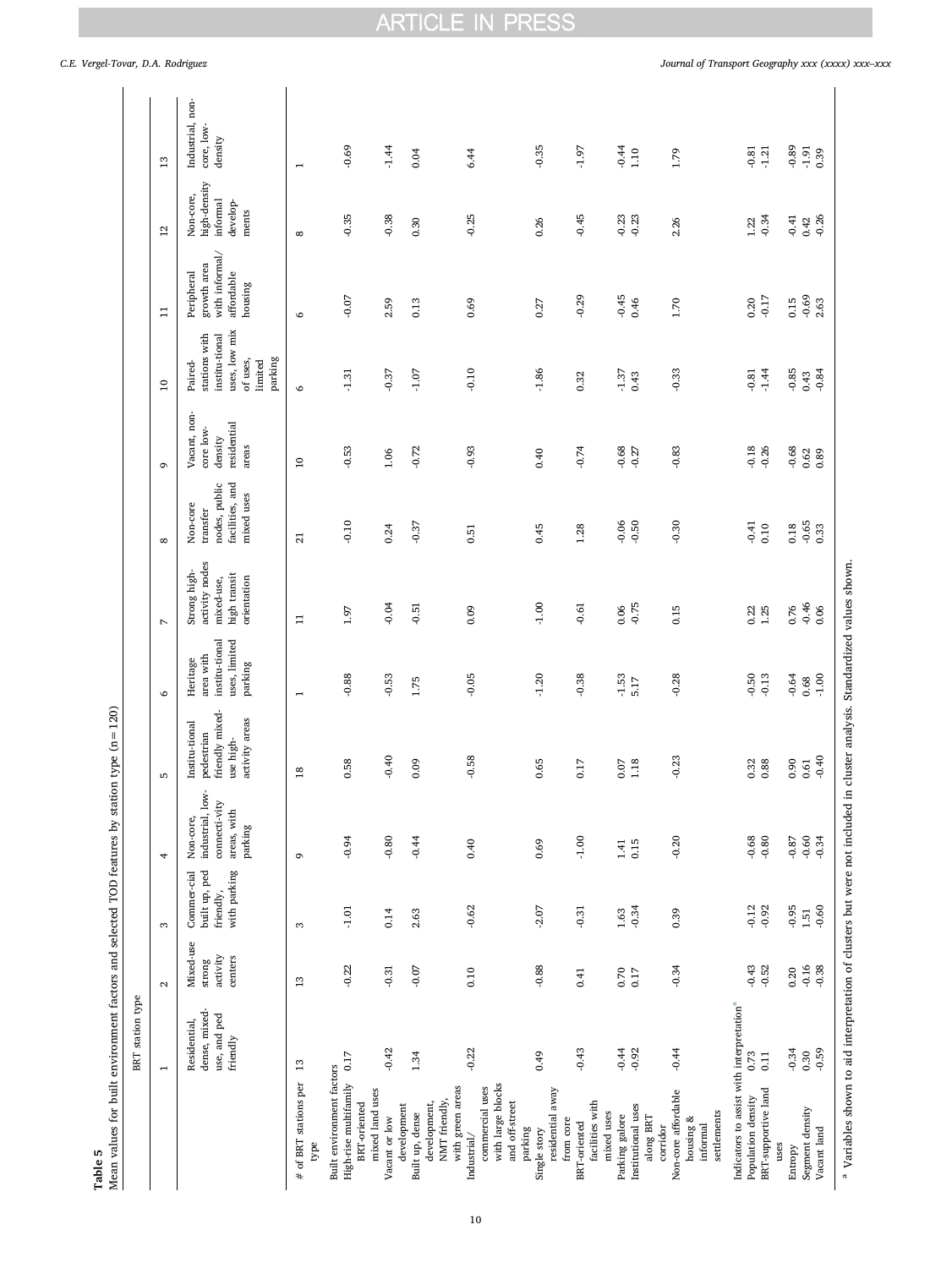**Table 5**
Mean values for built environment factors and selected TOD features by station type (n = 120)

| | BRT station type | | | | | | | | | | | | |
|---|---|---|---|---|---|---|---|---|---|---|---|---|---|
| | 1 | 2 | 3 | 4 | 5 | 6 | 7 | 8 | 9 | 10 | 11 | 12 | 13 |
| | Residential, dense, mixed-use, and ped friendly | Mixed-use strong activity centers | Commer-cial built up, ped friendly, with parking | Non-core, industrial, low-connecti-vity areas, with parking | Institu-tional pedestrian friendly mixed-use high-activity areas | Heritage area with institu-tional uses, limited parking | Strong high-activity nodes mixed-use, high transit orientation | Non-core transfer nodes, public facilities, and mixed uses | Vacant, non-core low-density residential areas | Paired-stations with institu-tional uses, low mix of uses, limited parking | Peripheral growth area with informal/ affordable housing | Non-core, high-density informal develop-ments | Industrial, non-core, low-density |
| # of BRT stations per type | 13 | 13 | 3 | 9 | 18 | 1 | 11 | 21 | 10 | 6 | 9 | 8 | 1 |
| Built environment factors | | | | | | | | | | | | | |
| High-rise multifamily BRT-oriented mixed land uses | 0.17 | -0.22 | -1.01 | -0.94 | 0.58 | -0.88 | 1.97 | -0.10 | -0.53 | -1.31 | -0.07 | -0.35 | -0.69 |
| Vacant or low development | -0.42 | -0.31 | 0.14 | -0.80 | -0.40 | -0.53 | -0.04 | 0.24 | 1.06 | -0.37 | 2.59 | -0.38 | -1.44 |
| Built up, dense development, NMT friendly, with green areas | 1.34 | -0.07 | 2.63 | -0.44 | 0.09 | 1.75 | -0.51 | -0.37 | -0.72 | -1.07 | 0.13 | 0.30 | 0.04 |
| Industrial/ commercial uses with large blocks and off-street parking | -0.22 | 0.10 | -0.62 | 0.40 | -0.58 | -0.05 | 0.09 | 0.51 | -0.93 | -0.10 | 0.69 | -0.25 | 6.44 |
| Single story residential away from core | 0.49 | -0.88 | -2.07 | 0.69 | 0.65 | -1.20 | -1.00 | 0.45 | 0.40 | -1.86 | 0.27 | 0.26 | -0.35 |
| BRT-oriented facilities with mixed uses | -0.43 | 0.41 | -0.31 | -1.00 | 0.17 | -0.38 | -0.61 | 1.28 | -0.74 | 0.32 | -0.29 | -0.45 | -1.97 |
| Parking galore | -0.44 | 0.70 | 1.63 | 1.41 | 0.07 | -1.53 | 0.06 | -0.06 | -0.68 | -1.37 | -0.45 | -0.23 | -0.44 |
| Institutional uses along BRT corridor | -0.92 | 0.17 | -0.34 | 0.15 | 1.18 | 5.17 | -0.75 | -0.50 | -0.27 | 0.43 | 0.46 | -0.23 | 1.10 |
| Non-core affordable housing & informal settlements | -0.44 | -0.34 | 0.39 | -0.20 | -0.23 | -0.28 | 0.15 | -0.30 | -0.83 | -0.33 | 1.70 | 2.26 | 1.79 |
| Indicators to assist with interpretation[a] | | | | | | | | | | | | | |
| Population density | 0.73 | -0.43 | -0.12 | -0.68 | 0.32 | -0.50 | 0.22 | -0.41 | -0.18 | -0.81 | 0.20 | 1.22 | -0.81 |
| BRT-supportive land uses | 0.11 | -0.52 | -0.92 | -0.80 | 0.88 | -0.13 | 1.25 | 0.10 | -0.26 | -1.44 | -0.17 | -0.34 | -1.21 |
| Entropy | -0.34 | 0.20 | -0.95 | -0.87 | 0.90 | -0.64 | 0.76 | 0.18 | -0.68 | -0.85 | 0.15 | -0.41 | -0.89 |
| Segment density | 0.30 | -0.16 | 1.51 | -0.60 | 0.61 | 0.68 | -0.46 | -0.65 | 0.62 | 0.43 | -0.69 | 0.42 | -1.91 |
| Vacant land | -0.59 | -0.38 | -0.60 | -0.34 | -0.40 | -1.00 | 0.06 | 0.33 | 0.89 | -0.84 | 2.63 | -0.26 | 0.39 |

[a] Variables shown to aid interpretation of clusters but were not included in cluster analysis. Standardized values shown.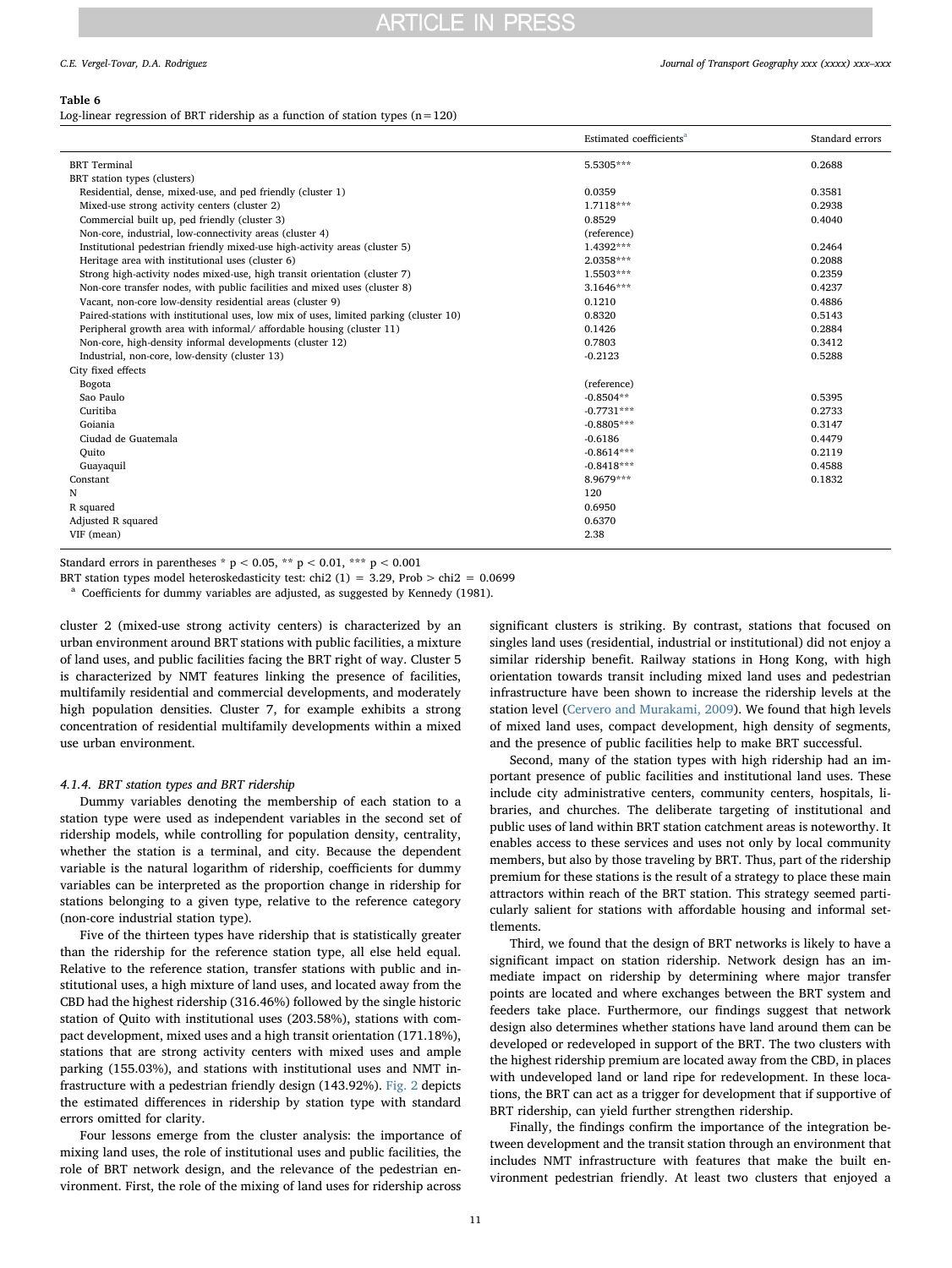**Table 6**
Log-linear regression of BRT ridership as a function of station types (n = 120)

| | Estimated coefficients[a] | Standard errors |
|---|---|---|
| BRT Terminal | 5.5305*** | 0.2688 |
| BRT station types (clusters) | | |
| Residential, dense, mixed-use, and ped friendly (cluster 1) | 0.0359 | 0.3581 |
| Mixed-use strong activity centers (cluster 2) | 1.7118*** | 0.2938 |
| Commercial built up, ped friendly (cluster 3) | 0.8529 | 0.4040 |
| Non-core, industrial, low-connectivity areas (cluster 4) | (reference) | |
| Institutional pedestrian friendly mixed-use high-activity areas (cluster 5) | 1.4392*** | 0.2464 |
| Heritage area with institutional uses (cluster 6) | 2.0358*** | 0.2088 |
| Strong high-activity nodes mixed-use, high transit orientation (cluster 7) | 1.5503*** | 0.2359 |
| Non-core transfer nodes, with public facilities and mixed uses (cluster 8) | 3.1646*** | 0.4237 |
| Vacant, non-core low-density residential areas (cluster 9) | 0.1210 | 0.4886 |
| Paired-stations with institutional uses, low mix of uses, limited parking (cluster 10) | 0.8320 | 0.5143 |
| Peripheral growth area with informal/ affordable housing (cluster 11) | 0.1426 | 0.2884 |
| Non-core, high-density informal developments (cluster 12) | 0.7803 | 0.3412 |
| Industrial, non-core, low-density (cluster 13) | -0.2123 | 0.5288 |
| City fixed effects | | |
| Bogota | (reference) | |
| Sao Paulo | -0.8504** | 0.5395 |
| Curitiba | -0.7731*** | 0.2733 |
| Goiania | -0.8805*** | 0.3147 |
| Ciudad de Guatemala | -0.6186 | 0.4479 |
| Quito | -0.8614*** | 0.2119 |
| Guayaquil | -0.8418*** | 0.4588 |
| Constant | 8.9679*** | 0.1832 |
| N | 120 | |
| R squared | 0.6950 | |
| Adjusted R squared | 0.6370 | |
| VIF (mean) | 2.38 | |

Standard errors in parentheses * $p < 0.05$, ** $p < 0.01$, *** $p < 0.001$

BRT station types model heteroskedasticity test: chi2 (1) = 3.29, Prob > chi2 = 0.0699

[a] Coefficients for dummy variables are adjusted, as suggested by Kennedy (1981).

cluster 2 (mixed-use strong activity centers) is characterized by an urban environment around BRT stations with public facilities, a mixture of land uses, and public facilities facing the BRT right of way. Cluster 5 is characterized by NMT features linking the presence of facilities, multifamily residential and commercial developments, and moderately high population densities. Cluster 7, for example exhibits a strong concentration of residential multifamily developments within a mixed use urban environment.

#### 4.1.4. BRT station types and BRT ridership

Dummy variables denoting the membership of each station to a station type were used as independent variables in the second set of ridership models, while controlling for population density, centrality, whether the station is a terminal, and city. Because the dependent variable is the natural logarithm of ridership, coefficients for dummy variables can be interpreted as the proportion change in ridership for stations belonging to a given type, relative to the reference category (non-core industrial station type).

Five of the thirteen types have ridership that is statistically greater than the ridership for the reference station type, all else held equal. Relative to the reference station, transfer stations with public and institutional uses, a high mixture of land uses, and located away from the CBD had the highest ridership (316.46%) followed by the single historic station of Quito with institutional uses (203.58%), stations with compact development, mixed uses and a high transit orientation (171.18%), stations that are strong activity centers with mixed uses and ample parking (155.03%), and stations with institutional uses and NMT infrastructure with a pedestrian friendly design (143.92%). Fig. 2 depicts the estimated differences in ridership by station type with standard errors omitted for clarity.

Four lessons emerge from the cluster analysis: the importance of mixing land uses, the role of institutional uses and public facilities, the role of BRT network design, and the relevance of the pedestrian environment. First, the role of the mixing of land uses for ridership across significant clusters is striking. By contrast, stations that focused on singles land uses (residential, industrial or institutional) did not enjoy a similar ridership benefit. Railway stations in Hong Kong, with high orientation towards transit including mixed land uses and pedestrian infrastructure have been shown to increase the ridership levels at the station level (Cervero and Murakami, 2009). We found that high levels of mixed land uses, compact development, high density of segments, and the presence of public facilities help to make BRT successful.

Second, many of the station types with high ridership had an important presence of public facilities and institutional land uses. These include city administrative centers, community centers, hospitals, libraries, and churches. The deliberate targeting of institutional and public uses of land within BRT station catchment areas is noteworthy. It enables access to these services and uses not only by local community members, but also by those traveling by BRT. Thus, part of the ridership premium for these stations is the result of a strategy to place these main attractors within reach of the BRT station. This strategy seemed particularly salient for stations with affordable housing and informal settlements.

Third, we found that the design of BRT networks is likely to have a significant impact on station ridership. Network design has an immediate impact on ridership by determining where major transfer points are located and where exchanges between the BRT system and feeders take place. Furthermore, our findings suggest that network design also determines whether stations have land around them can be developed or redeveloped in support of the BRT. The two clusters with the highest ridership premium are located away from the CBD, in places with undeveloped land or land ripe for redevelopment. In these locations, the BRT can act as a trigger for development that if supportive of BRT ridership, can yield further strengthen ridership.

Finally, the findings confirm the importance of the integration between development and the transit station through an environment that includes NMT infrastructure with features that make the built environment pedestrian friendly. At least two clusters that enjoyed a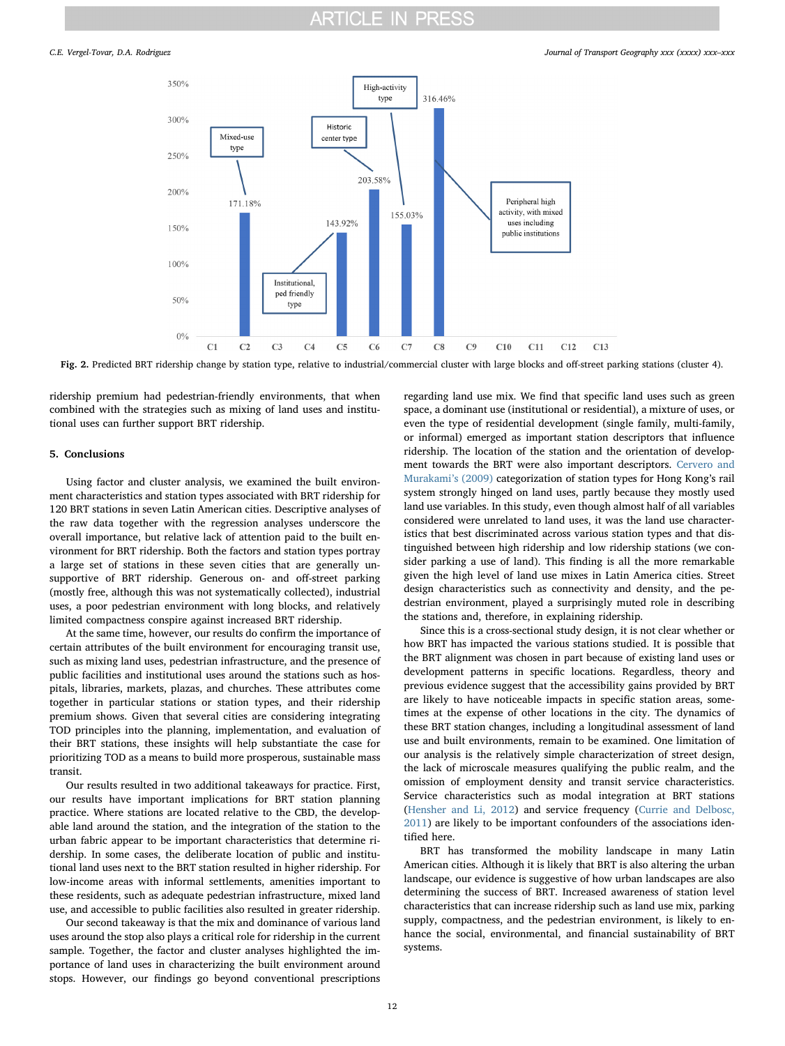350%

300%

250%

200%

150%

100%

50%

0%

C1 C2 C3 C4 C5 C6 C7 C8 C9 C10 C11 C12 C13

Mixed-use type

171.18%

Institutional, ped friendly type

143.92%

Historic center type

203.58%

High-activity type

155.03%

316.46%

Peripheral high activity, with mixed uses including public institutions

**Fig. 2.** Predicted BRT ridership change by station type, relative to industrial/commercial cluster with large blocks and off-street parking stations (cluster 4).

ridership premium had pedestrian-friendly environments, that when combined with the strategies such as mixing of land uses and institutional uses can further support BRT ridership.

## 5. Conclusions

Using factor and cluster analysis, we examined the built environment characteristics and station types associated with BRT ridership for 120 BRT stations in seven Latin American cities. Descriptive analyses of the raw data together with the regression analyses underscore the overall importance, but relative lack of attention paid to the built environment for BRT ridership. Both the factors and station types portray a large set of stations in these seven cities that are generally unsupportive of BRT ridership. Generous on- and off-street parking (mostly free, although this was not systematically collected), industrial uses, a poor pedestrian environment with long blocks, and relatively limited compactness conspire against increased BRT ridership.

At the same time, however, our results do confirm the importance of certain attributes of the built environment for encouraging transit use, such as mixing land uses, pedestrian infrastructure, and the presence of public facilities and institutional uses around the stations such as hospitals, libraries, markets, plazas, and churches. These attributes come together in particular stations or station types, and their ridership premium shows. Given that several cities are considering integrating TOD principles into the planning, implementation, and evaluation of their BRT stations, these insights will help substantiate the case for prioritizing TOD as a means to build more prosperous, sustainable mass transit.

Our results resulted in two additional takeaways for practice. First, our results have important implications for BRT station planning practice. Where stations are located relative to the CBD, the developable land around the station, and the integration of the station to the urban fabric appear to be important characteristics that determine ridership. In some cases, the deliberate location of public and institutional land uses next to the BRT station resulted in higher ridership. For low-income areas with informal settlements, amenities important to these residents, such as adequate pedestrian infrastructure, mixed land use, and accessible to public facilities also resulted in greater ridership.

Our second takeaway is that the mix and dominance of various land uses around the stop also plays a critical role for ridership in the current sample. Together, the factor and cluster analyses highlighted the importance of land uses in characterizing the built environment around stops. However, our findings go beyond conventional prescriptions regarding land use mix. We find that specific land uses such as green space, a dominant use (institutional or residential), a mixture of uses, or even the type of residential development (single family, multi-family, or informal) emerged as important station descriptors that influence ridership. The location of the station and the orientation of development towards the BRT were also important descriptors. Cervero and Murakami's (2009) categorization of station types for Hong Kong's rail system strongly hinged on land uses, partly because they mostly used land use variables. In this study, even though almost half of all variables considered were unrelated to land uses, it was the land use characteristics that best discriminated across various station types and that distinguished between high ridership and low ridership stations (we consider parking a use of land). This finding is all the more remarkable given the high level of land use mixes in Latin America cities. Street design characteristics such as connectivity and density, and the pedestrian environment, played a surprisingly muted role in describing the stations and, therefore, in explaining ridership.

Since this is a cross-sectional study design, it is not clear whether or how BRT has impacted the various stations studied. It is possible that the BRT alignment was chosen in part because of existing land uses or development patterns in specific locations. Regardless, theory and previous evidence suggest that the accessibility gains provided by BRT are likely to have noticeable impacts in specific station areas, sometimes at the expense of other locations in the city. The dynamics of these BRT station changes, including a longitudinal assessment of land use and built environments, remain to be examined. One limitation of our analysis is the relatively simple characterization of street design, the lack of microscale measures qualifying the public realm, and the omission of employment density and transit service characteristics. Service characteristics such as modal integration at BRT stations (Hensher and Li, 2012) and service frequency (Currie and Delbosc, 2011) are likely to be important confounders of the associations identified here.

BRT has transformed the mobility landscape in many Latin American cities. Although it is likely that BRT is also altering the urban landscape, our evidence is suggestive of how urban landscapes are also determining the success of BRT. Increased awareness of station level characteristics that can increase ridership such as land use mix, parking supply, compactness, and the pedestrian environment, is likely to enhance the social, environmental, and financial sustainability of BRT systems.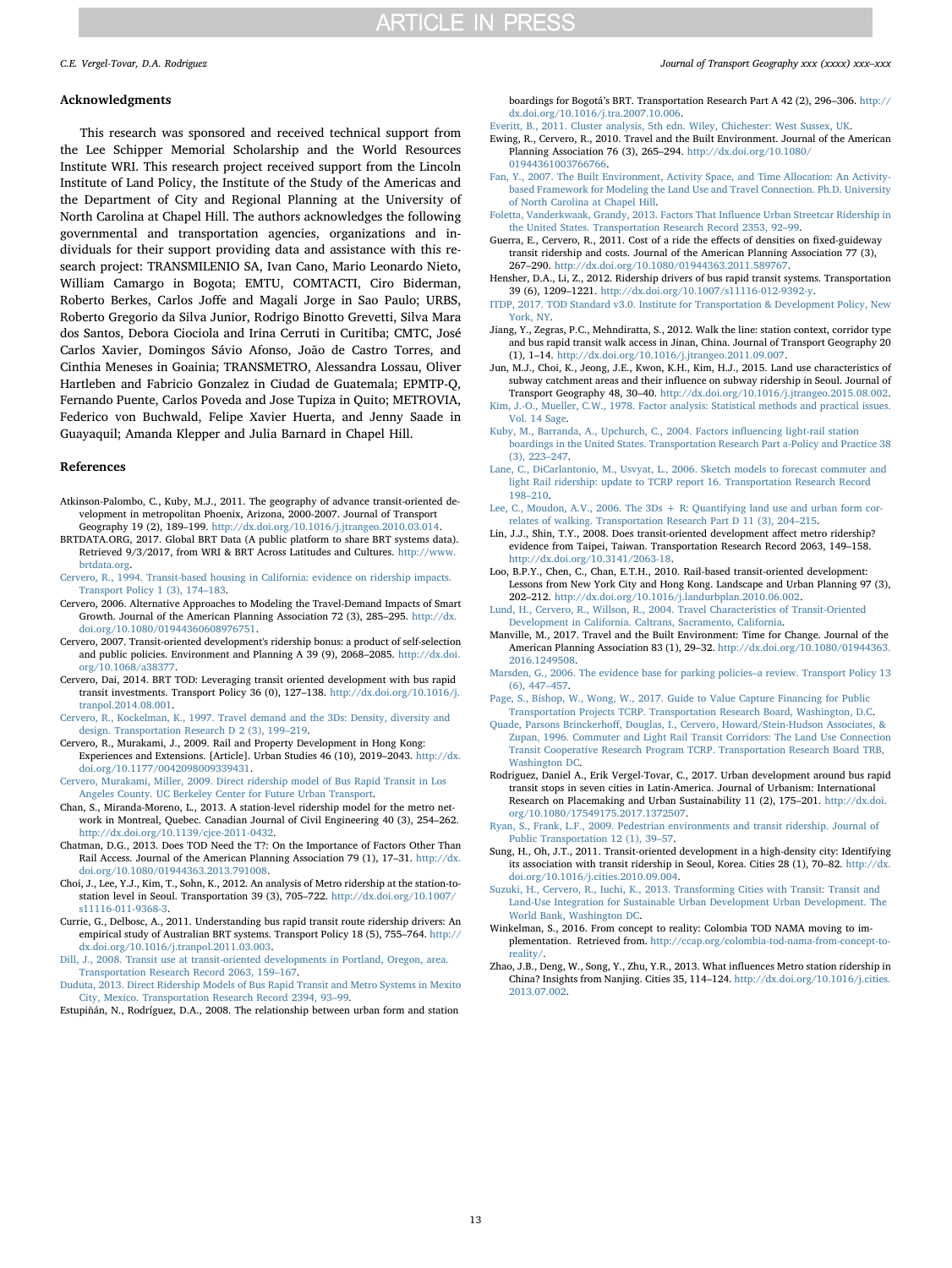## Acknowledgments

This research was sponsored and received technical support from the Lee Schipper Memorial Scholarship and the World Resources Institute WRI. This research project received support from the Lincoln Institute of Land Policy, the Institute of the Study of the Americas and the Department of City and Regional Planning at the University of North Carolina at Chapel Hill. The authors acknowledges the following governmental and transportation agencies, organizations and individuals for their support providing data and assistance with this research project: TRANSMILENIO SA, Ivan Cano, Mario Leonardo Nieto, William Camargo in Bogota; EMTU, COMTACTI, Ciro Biderman, Roberto Berkes, Carlos Joffe and Magali Jorge in Sao Paulo; URBS, Roberto Gregorio da Silva Junior, Rodrigo Binotto Grevetti, Silva Mara dos Santos, Debora Ciociola and Irina Cerruti in Curitiba; CMTC, José Carlos Xavier, Domingos Sávio Afonso, João de Castro Torres, and Cinthia Meneses in Goainia; TRANSMETRO, Alessandra Lossau, Oliver Hartleben and Fabricio Gonzalez in Ciudad de Guatemala; EPMTP-Q, Fernando Puente, Carlos Poveda and Jose Tupiza in Quito; METROVIA, Federico von Buchwald, Felipe Xavier Huerta, and Jenny Saade in Guayaquil; Amanda Klepper and Julia Barnard in Chapel Hill.

## References

Atkinson-Palombo, C., Kuby, M.J., 2011. The geography of advance transit-oriented development in metropolitan Phoenix, Arizona, 2000-2007. Journal of Transport Geography 19 (2), 189–199. http://dx.doi.org/10.1016/j.jtrangeo.2010.03.014.

BRTDATA.ORG, 2017. Global BRT Data (A public platform to share BRT systems data). Retrieved 9/3/2017, from WRI & BRT Across Latitudes and Cultures. http://www.brtdata.org.

Cervero, R., 1994. Transit-based housing in California: evidence on ridership impacts. Transport Policy 1 (3), 174–183.

Cervero, 2006. Alternative Approaches to Modeling the Travel-Demand Impacts of Smart Growth. Journal of the American Planning Association 72 (3), 285–295. http://dx.doi.org/10.1080/01944360608976751.

Cervero, 2007. Transit-oriented development's ridership bonus: a product of self-selection and public policies. Environment and Planning A 39 (9), 2068–2085. http://dx.doi.org/10.1068/a38377.

Cervero, Dai, 2014. BRT TOD: Leveraging transit oriented development with bus rapid transit investments. Transport Policy 36 (0), 127–138. http://dx.doi.org/10.1016/j.tranpol.2014.08.001.

Cervero, R., Kockelman, K., 1997. Travel demand and the 3Ds: Density, diversity and design. Transportation Research D 2 (3), 199–219.

Cervero, R., Murakami, J., 2009. Rail and Property Development in Hong Kong: Experiences and Extensions. [Article]. Urban Studies 46 (10), 2019–2043. http://dx.doi.org/10.1177/0042098009339431.

Cervero, Murakami, Miller, 2009. Direct ridership model of Bus Rapid Transit in Los Angeles County. UC Berkeley Center for Future Urban Transport.

Chan, S., Miranda-Moreno, L., 2013. A station-level ridership model for the metro network in Montreal, Quebec. Canadian Journal of Civil Engineering 40 (3), 254–262. http://dx.doi.org/10.1139/cjce-2011-0432.

Chatman, D.G., 2013. Does TOD Need the T?: On the Importance of Factors Other Than Rail Access. Journal of the American Planning Association 79 (1), 17–31. http://dx.doi.org/10.1080/01944363.2013.791008.

Choi, J., Lee, Y.J., Kim, T., Sohn, K., 2012. An analysis of Metro ridership at the station-to-station level in Seoul. Transportation 39 (3), 705–722. http://dx.doi.org/10.1007/s11116-011-9368-3.

Currie, G., Delbosc, A., 2011. Understanding bus rapid transit route ridership drivers: An empirical study of Australian BRT systems. Transport Policy 18 (5), 755–764. http://dx.doi.org/10.1016/j.tranpol.2011.03.003.

Dill, J., 2008. Transit use at transit-oriented developments in Portland, Oregon, area. Transportation Research Record 2063, 159–167.

Duduta, 2013. Direct Ridership Models of Bus Rapid Transit and Metro Systems in Mexico City, Mexico. Transportation Research Record 2394, 93–99.

Estupiñán, N., Rodríguez, D.A., 2008. The relationship between urban form and station boardings for Bogotá's BRT. Transportation Research Part A 42 (2), 296–306. http://dx.doi.org/10.1016/j.tra.2007.10.006.

Everitt, B., 2011. Cluster analysis, 5th edn. Wiley, Chichester: West Sussex, UK.

Ewing, R., Cervero, R., 2010. Travel and the Built Environment. Journal of the American Planning Association 76 (3), 265–294. http://dx.doi.org/10.1080/01944361003766766.

Fan, Y., 2007. The Built Environment, Activity Space, and Time Allocation: An Activity-based Framework for Modeling the Land Use and Travel Connection. Ph.D. University of North Carolina at Chapel Hill.

Foletta, Vanderkwaak, Grandy, 2013. Factors That Influence Urban Streetcar Ridership in the United States. Transportation Research Record 2353, 92–99.

Guerra, E., Cervero, R., 2011. Cost of a ride the effects of densities on fixed-guideway transit ridership and costs. Journal of the American Planning Association 77 (3), 267–290. http://dx.doi.org/10.1080/01944363.2011.589767.

Hensher, D.A., Li, Z., 2012. Ridership drivers of bus rapid transit systems. Transportation 39 (6), 1209–1221. http://dx.doi.org/10.1007/s11116-012-9392-y.

ITDP, 2017. TOD Standard v3.0. Institute for Transportation & Development Policy, New York, NY.

Jiang, Y., Zegras, P.C., Mehndiratta, S., 2012. Walk the line: station context, corridor type and bus rapid transit walk access in Jinan, China. Journal of Transport Geography 20 (1), 1–14. http://dx.doi.org/10.1016/j.jtrangeo.2011.09.007.

Jun, M.J., Choi, K., Jeong, J.E., Kwon, K.H., Kim, H.J., 2015. Land use characteristics of subway catchment areas and their influence on subway ridership in Seoul. Journal of Transport Geography 48, 30–40. http://dx.doi.org/10.1016/j.jtrangeo.2015.08.002.

Kim, J.-O., Mueller, C.W., 1978. Factor analysis: Statistical methods and practical issues. Vol. 14 Sage.

Kuby, M., Barranda, A., Upchurch, C., 2004. Factors influencing light-rail station boardings in the United States. Transportation Research Part a-Policy and Practice 38 (3), 223–247.

Lane, C., DiCarlantonio, M., Usvyat, L., 2006. Sketch models to forecast commuter and light Rail ridership: update to TCRP report 16. Transportation Research Record 198–210.

Lee, C., Moudon, A.V., 2006. The 3Ds + R: Quantifying land use and urban form correlates of walking. Transportation Research Part D 11 (3), 204–215.

Lin, J.J., Shin, T.Y., 2008. Does transit-oriented development affect metro ridership? evidence from Taipei, Taiwan. Transportation Research Record 2063, 149–158. http://dx.doi.org/10.3141/2063-18.

Loo, B.P.Y., Chen, C., Chan, E.T.H., 2010. Rail-based transit-oriented development: Lessons from New York City and Hong Kong. Landscape and Urban Planning 97 (3), 202–212. http://dx.doi.org/10.1016/j.landurbplan.2010.06.002.

Lund, H., Cervero, R., Willson, R., 2004. Travel Characteristics of Transit-Oriented Development in California. Caltrans, Sacramento, California.

Manville, M., 2017. Travel and the Built Environment: Time for Change. Journal of the American Planning Association 83 (1), 29–32. http://dx.doi.org/10.1080/01944363.2016.1249508.

Marsden, G., 2006. The evidence base for parking policies–a review. Transport Policy 13 (6), 447–457.

Page, S., Bishop, W., Wong, W., 2017. Guide to Value Capture Financing for Public Transportation Projects TCRP. Transportation Research Board, Washington, D.C.

Quade, Parsons Brinckerhoff, Douglas, I., Cervero, Howard/Stein-Hudson Associates, & Zupan, 1996. Commuter and Light Rail Transit Corridors: The Land Use Connection Transit Cooperative Research Program TCRP. Transportation Research Board TRB, Washington DC.

Rodriguez, Daniel A., Erik Vergel-Tovar, C., 2017. Urban development around bus rapid transit stops in seven cities in Latin-America. Journal of Urbanism: International Research on Placemaking and Urban Sustainability 11 (2), 175–201. http://dx.doi.org/10.1080/17549175.2017.1372507.

Ryan, S., Frank, L.F., 2009. Pedestrian environments and transit ridership. Journal of Public Transportation 12 (1), 39–57.

Sung, H., Oh, J.T., 2011. Transit-oriented development in a high-density city: Identifying its association with transit ridership in Seoul, Korea. Cities 28 (1), 70–82. http://dx.doi.org/10.1016/j.cities.2010.09.004.

Suzuki, H., Cervero, R., Iuchi, K., 2013. Transforming Cities with Transit: Transit and Land-Use Integration for Sustainable Urban Development Urban Development. The World Bank, Washington DC.

Winkelman, S., 2016. From concept to reality: Colombia TOD NAMA moving to implementation. Retrieved from. http://ccap.org/colombia-tod-nama-from-concept-to-reality/.

Zhao, J.B., Deng, W., Song, Y., Zhu, Y.R., 2013. What influences Metro station ridership in China? Insights from Nanjing. Cities 35, 114–124. http://dx.doi.org/10.1016/j.cities.2013.07.002.